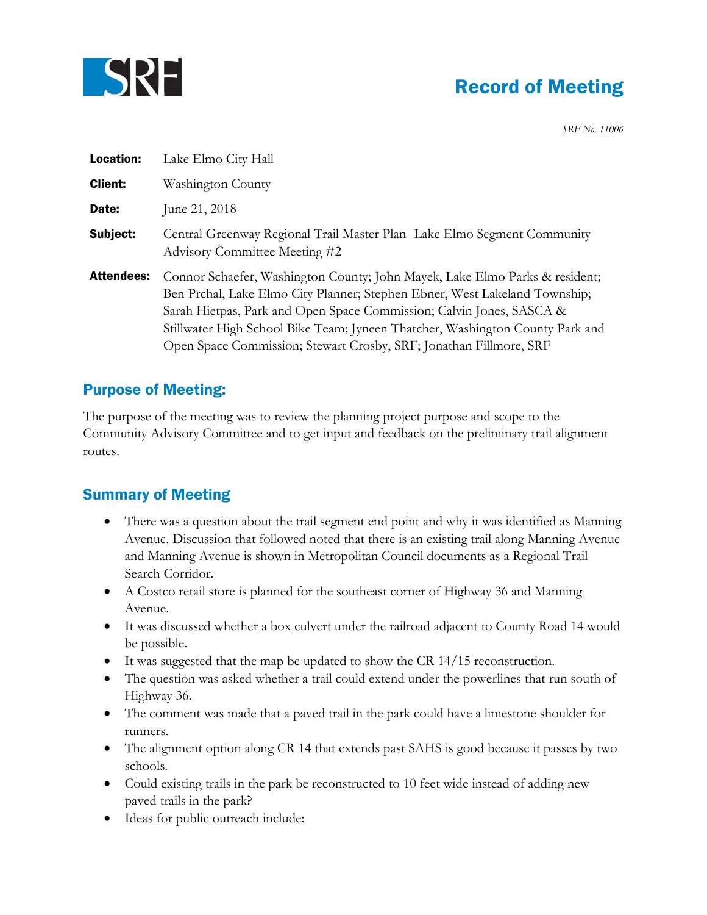# Record of Meeting

*SRF No. 11006*

**Location:** Lake Elmo City Hall

**Client:** Washington County

**Date:** June 21, 2018

**Subject:** Central Greenway Regional Trail Master Plan- Lake Elmo Segment Community Advisory Committee Meeting #2

**Attendees:** Connor Schaefer, Washington County; John Mayek, Lake Elmo Parks & resident; Ben Prchal, Lake Elmo City Planner; Stephen Ebner, West Lakeland Township; Sarah Hietpas, Park and Open Space Commission; Calvin Jones, SASCA & Stillwater High School Bike Team; Jyneen Thatcher, Washington County Park and Open Space Commission; Stewart Crosby, SRF; Jonathan Fillmore, SRF

## Purpose of Meeting:

The purpose of the meeting was to review the planning project purpose and scope to the Community Advisory Committee and to get input and feedback on the preliminary trail alignment routes.

## Summary of Meeting

- There was a question about the trail segment end point and why it was identified as Manning Avenue. Discussion that followed noted that there is an existing trail along Manning Avenue and Manning Avenue is shown in Metropolitan Council documents as a Regional Trail Search Corridor.
- A Costco retail store is planned for the southeast corner of Highway 36 and Manning Avenue.
- It was discussed whether a box culvert under the railroad adjacent to County Road 14 would be possible.
- It was suggested that the map be updated to show the CR 14/15 reconstruction.
- The question was asked whether a trail could extend under the powerlines that run south of Highway 36.
- The comment was made that a paved trail in the park could have a limestone shoulder for runners.
- The alignment option along CR 14 that extends past SAHS is good because it passes by two schools.
- Could existing trails in the park be reconstructed to 10 feet wide instead of adding new paved trails in the park?
- Ideas for public outreach include: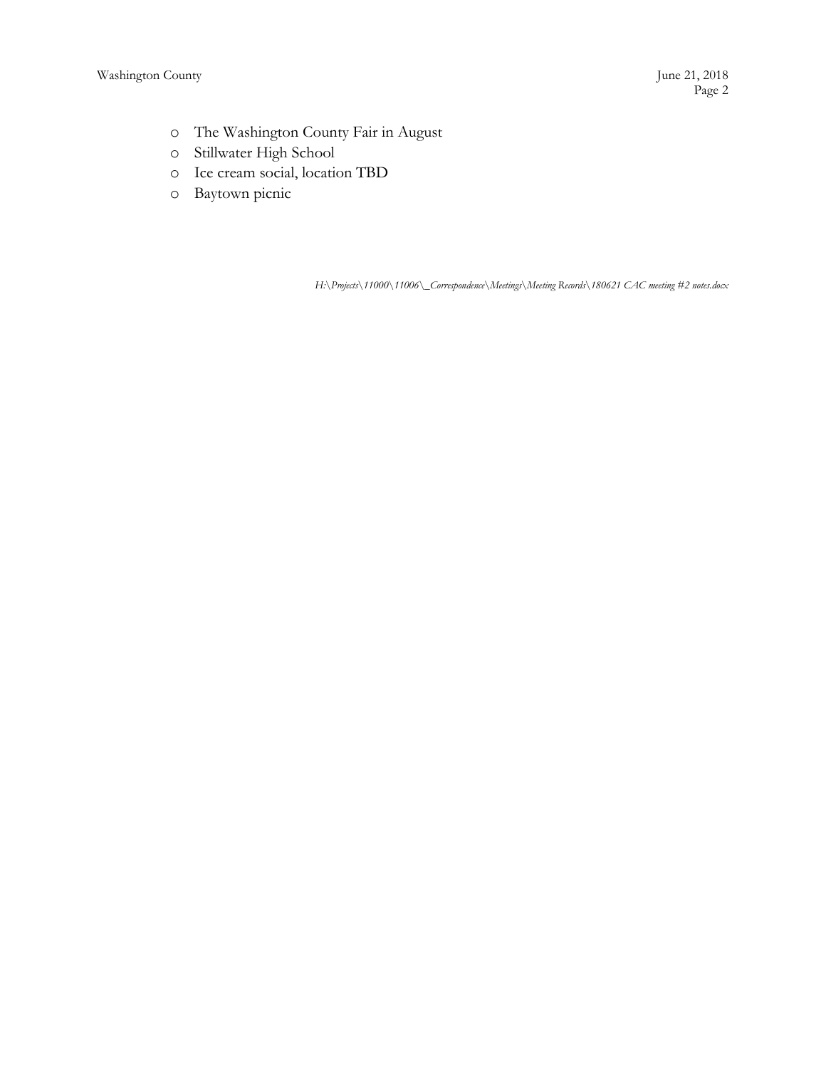- The Washington County Fair in August
- Stillwater High School
- Ice cream social, location TBD
- Baytown picnic

*H:\Projects\11000\11006\_Correspondence\Meetings\Meeting Records\180621 CAC meeting #2 notes.docx*